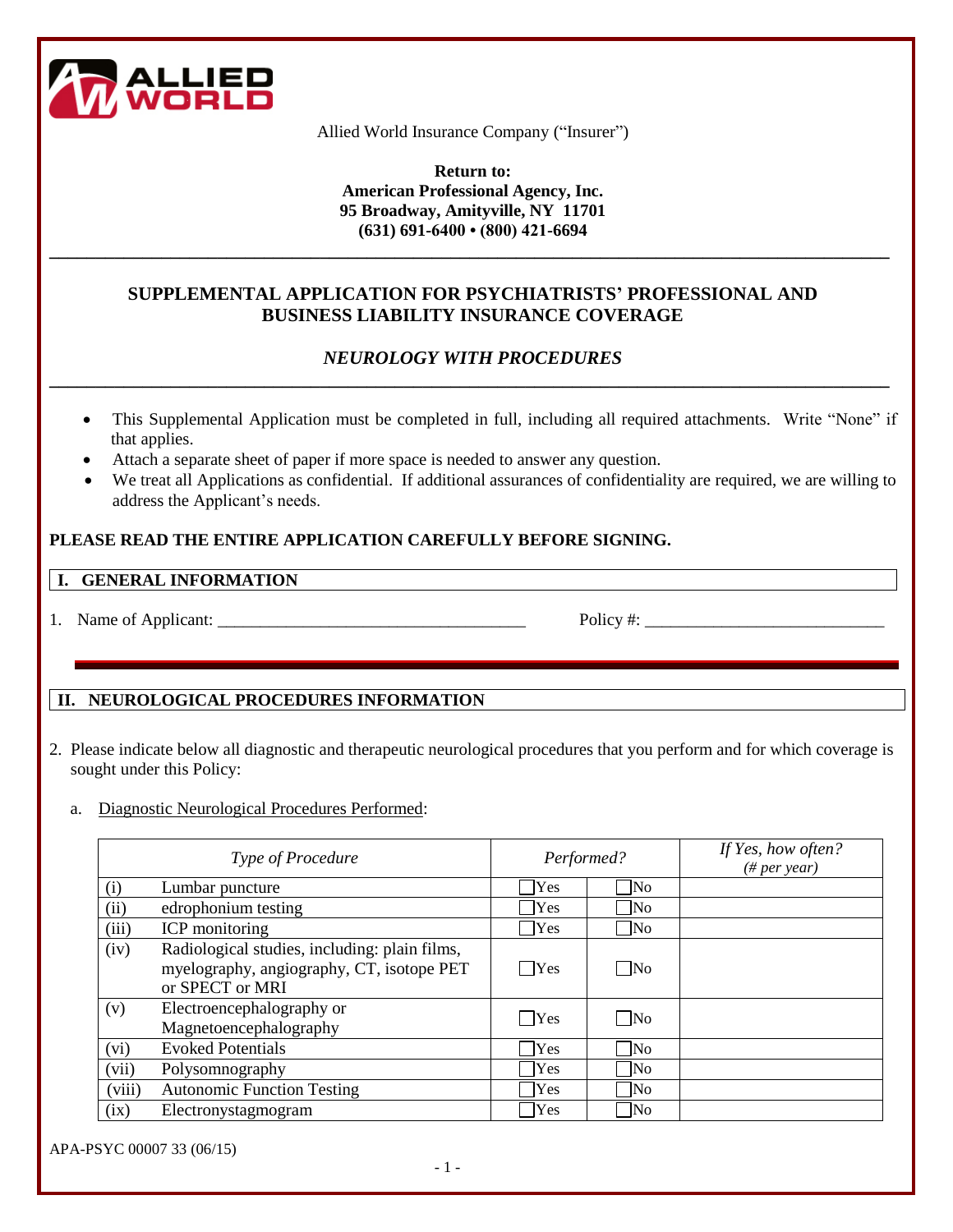ALLIED WORLD

Allied World Insurance Company ("Insurer")

**Return to:**
**American Professional Agency, Inc.**
**95 Broadway, Amityville, NY 11701**
**(631) 691-6400 • (800) 421-6694**

---

## SUPPLEMENTAL APPLICATION FOR PSYCHIATRISTS' PROFESSIONAL AND BUSINESS LIABILITY INSURANCE COVERAGE

### *NEUROLOGY WITH PROCEDURES*

---

- This Supplemental Application must be completed in full, including all required attachments. Write "None" if that applies.
- Attach a separate sheet of paper if more space is needed to answer any question.
- We treat all Applications as confidential. If additional assurances of confidentiality are required, we are willing to address the Applicant's needs.

**PLEASE READ THE ENTIRE APPLICATION CAREFULLY BEFORE SIGNING.**

### I. GENERAL INFORMATION

1. Name of Applicant: ___________________________________ Policy #: ____________________________

### II. NEUROLOGICAL PROCEDURES INFORMATION

2. Please indicate below all diagnostic and therapeutic neurological procedures that you perform and for which coverage is sought under this Policy:

   a. Diagnostic Neurological Procedures Performed:

| *Type of Procedure* | | *Performed?* | | *If Yes, how often? (# per year)* |
|---|---|---|---|---|
| (i) | Lumbar puncture | ☐Yes | ☐No | |
| (ii) | edrophonium testing | ☐Yes | ☐No | |
| (iii) | ICP monitoring | ☐Yes | ☐No | |
| (iv) | Radiological studies, including: plain films, myelography, angiography, CT, isotope PET or SPECT or MRI | ☐Yes | ☐No | |
| (v) | Electroencephalography or Magnetoencephalography | ☐Yes | ☐No | |
| (vi) | Evoked Potentials | ☐Yes | ☐No | |
| (vii) | Polysomnography | ☐Yes | ☐No | |
| (viii) | Autonomic Function Testing | ☐Yes | ☐No | |
| (ix) | Electronystagmogram | ☐Yes | ☐No | |

APA-PSYC 00007 33 (06/15)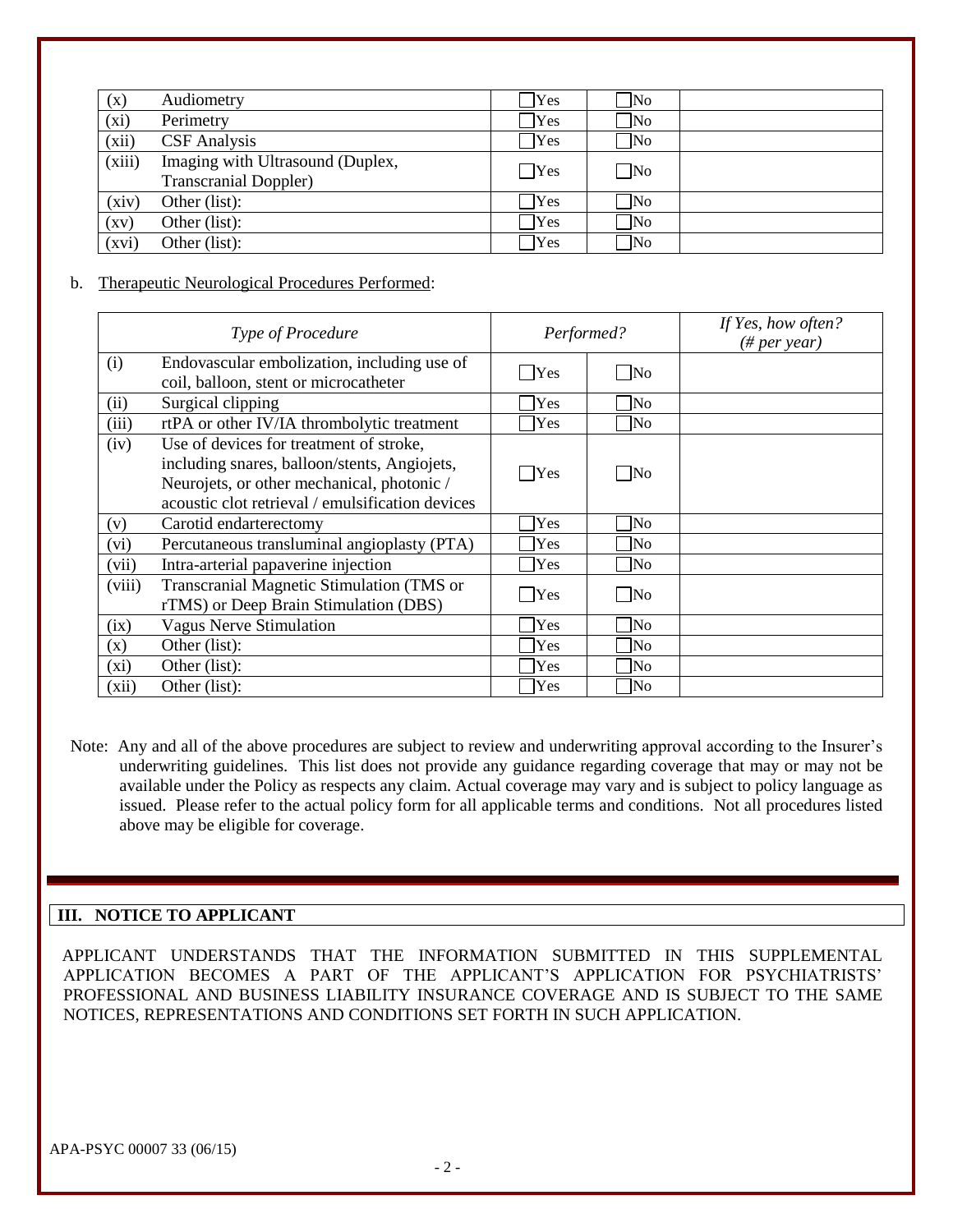| | | | | |
|---|---|---|---|---|
| (x) | Audiometry | ☐Yes | ☐No | |
| (xi) | Perimetry | ☐Yes | ☐No | |
| (xii) | CSF Analysis | ☐Yes | ☐No | |
| (xiii) | Imaging with Ultrasound (Duplex, Transcranial Doppler) | ☐Yes | ☐No | |
| (xiv) | Other (list): | ☐Yes | ☐No | |
| (xv) | Other (list): | ☐Yes | ☐No | |
| (xvi) | Other (list): | ☐Yes | ☐No | |

b. Therapeutic Neurological Procedures Performed:

| *Type of Procedure* | | *Performed?* | | *If Yes, how often? (# per year)* |
|---|---|---|---|---|
| (i) | Endovascular embolization, including use of coil, balloon, stent or microcatheter | ☐Yes | ☐No | |
| (ii) | Surgical clipping | ☐Yes | ☐No | |
| (iii) | rtPA or other IV/IA thrombolytic treatment | ☐Yes | ☐No | |
| (iv) | Use of devices for treatment of stroke, including snares, balloon/stents, Angiojets, Neurojets, or other mechanical, photonic / acoustic clot retrieval / emulsification devices | ☐Yes | ☐No | |
| (v) | Carotid endarterectomy | ☐Yes | ☐No | |
| (vi) | Percutaneous transluminal angioplasty (PTA) | ☐Yes | ☐No | |
| (vii) | Intra-arterial papaverine injection | ☐Yes | ☐No | |
| (viii) | Transcranial Magnetic Stimulation (TMS or rTMS) or Deep Brain Stimulation (DBS) | ☐Yes | ☐No | |
| (ix) | Vagus Nerve Stimulation | ☐Yes | ☐No | |
| (x) | Other (list): | ☐Yes | ☐No | |
| (xi) | Other (list): | ☐Yes | ☐No | |
| (xii) | Other (list): | ☐Yes | ☐No | |

Note: Any and all of the above procedures are subject to review and underwriting approval according to the Insurer's underwriting guidelines. This list does not provide any guidance regarding coverage that may or may not be available under the Policy as respects any claim. Actual coverage may vary and is subject to policy language as issued. Please refer to the actual policy form for all applicable terms and conditions. Not all procedures listed above may be eligible for coverage.

## III. NOTICE TO APPLICANT

APPLICANT UNDERSTANDS THAT THE INFORMATION SUBMITTED IN THIS SUPPLEMENTAL APPLICATION BECOMES A PART OF THE APPLICANT'S APPLICATION FOR PSYCHIATRISTS' PROFESSIONAL AND BUSINESS LIABILITY INSURANCE COVERAGE AND IS SUBJECT TO THE SAME NOTICES, REPRESENTATIONS AND CONDITIONS SET FORTH IN SUCH APPLICATION.

APA-PSYC 00007 33 (06/15)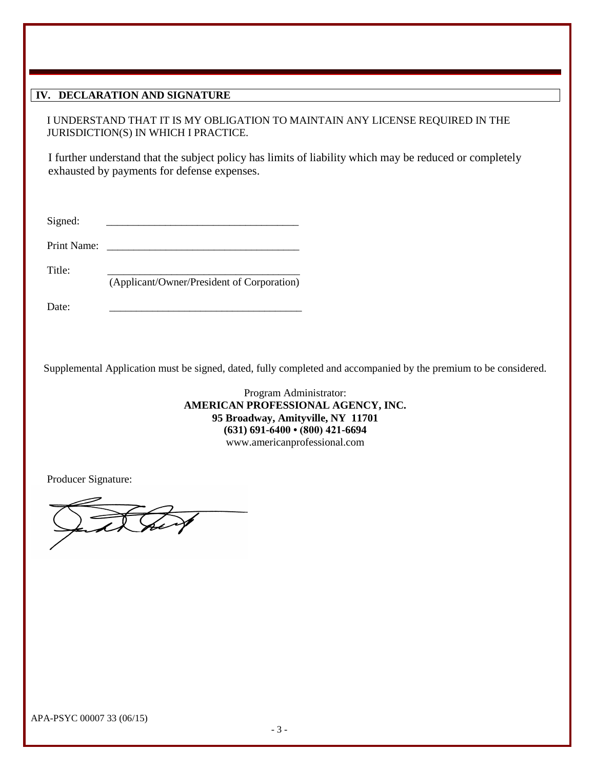## IV. DECLARATION AND SIGNATURE

I UNDERSTAND THAT IT IS MY OBLIGATION TO MAINTAIN ANY LICENSE REQUIRED IN THE JURISDICTION(S) IN WHICH I PRACTICE.

I further understand that the subject policy has limits of liability which may be reduced or completely exhausted by payments for defense expenses.

Signed: ____________________________________

Print Name: ____________________________________

Title: ____________________________________
(Applicant/Owner/President of Corporation)

Date: ____________________________________

Supplemental Application must be signed, dated, fully completed and accompanied by the premium to be considered.

Program Administrator:
**AMERICAN PROFESSIONAL AGENCY, INC.**
**95 Broadway, Amityville, NY 11701**
**(631) 691-6400 • (800) 421-6694**
www.americanprofessional.com

Producer Signature:

APA-PSYC 00007 33 (06/15)